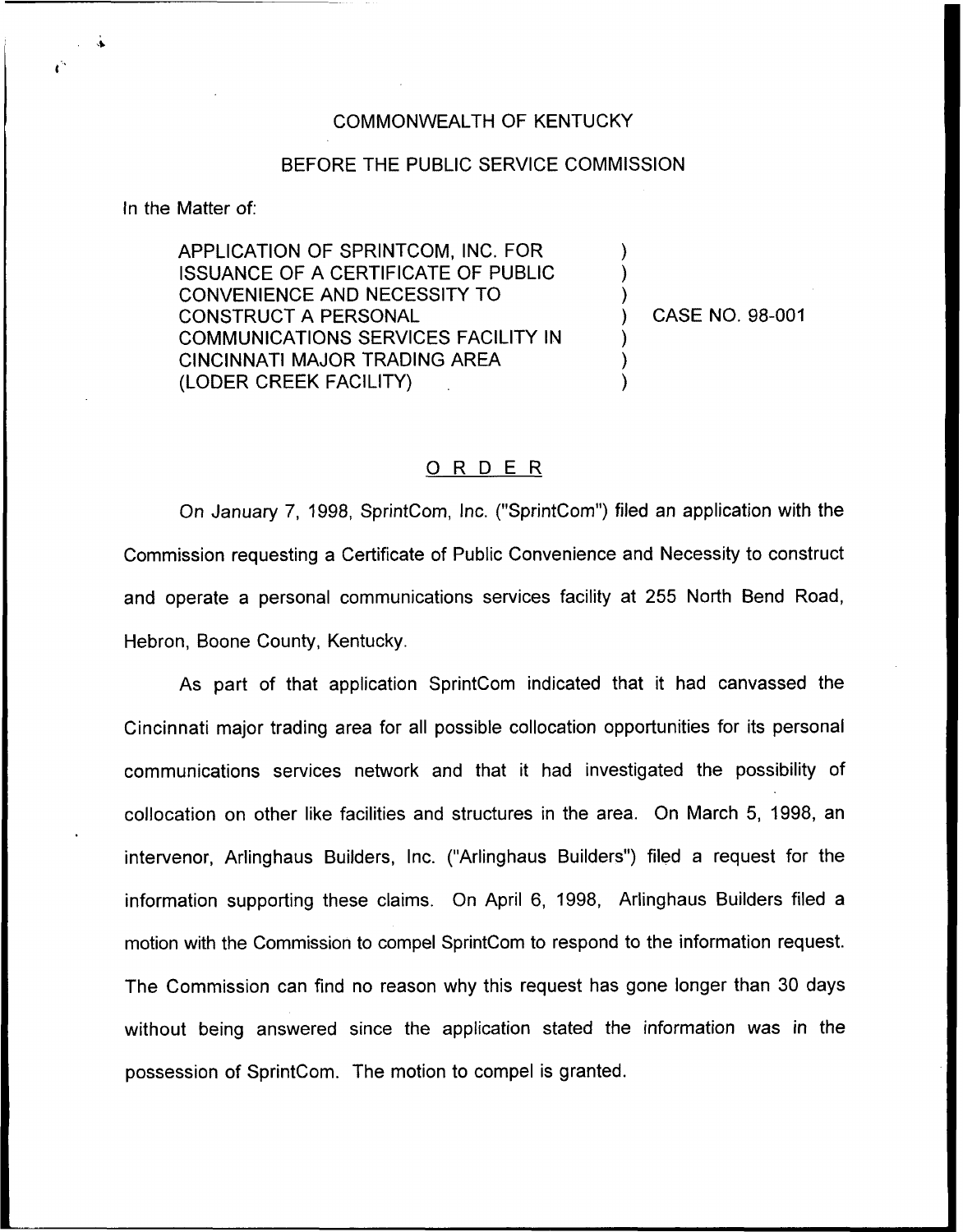COMMONWEALTH OF KENTUCKY

BEFORE THE PUBLIC SERVICE COMMISSION

In the Matter of:

APPLICATION OF SPRINTCOM, INC. FOR ISSUANCE OF A CERTIFICATE OF PUBLIC CONVENIENCE AND NECESSITY TO CONSTRUCT A PERSONAL COMMUNICATIONS SERVICES FACILITY IN CINCINNATI MAJOR TRADING AREA (LODER CREEK FACILITY) ) CASE NO. 98-001

## ORDER

On January 7, 1998, SprintCom, Inc. ("SprintCom") filed an application with the Commission requesting a Certificate of Public Convenience and Necessity to construct and operate a personal communications services facility at 255 North Bend Road, Hebron, Boone County, Kentucky.

As part of that application SprintCom indicated that it had canvassed the Cincinnati major trading area for all possible collocation opportunities for its personal communications services network and that it had investigated the possibility of collocation on other like facilities and structures in the area. On March 5, 1998, an intervenor, Arlinghaus Builders, Inc. ("Arlinghaus Builders") filed a request for the information supporting these claims. On April 6, 1998, Arlinghaus Builders filed a motion with the Commission to compel SprintCom to respond to the information request. The Commission can find no reason why this request has gone longer than 30 days without being answered since the application stated the information was in the possession of SprintCom. The motion to compel is granted.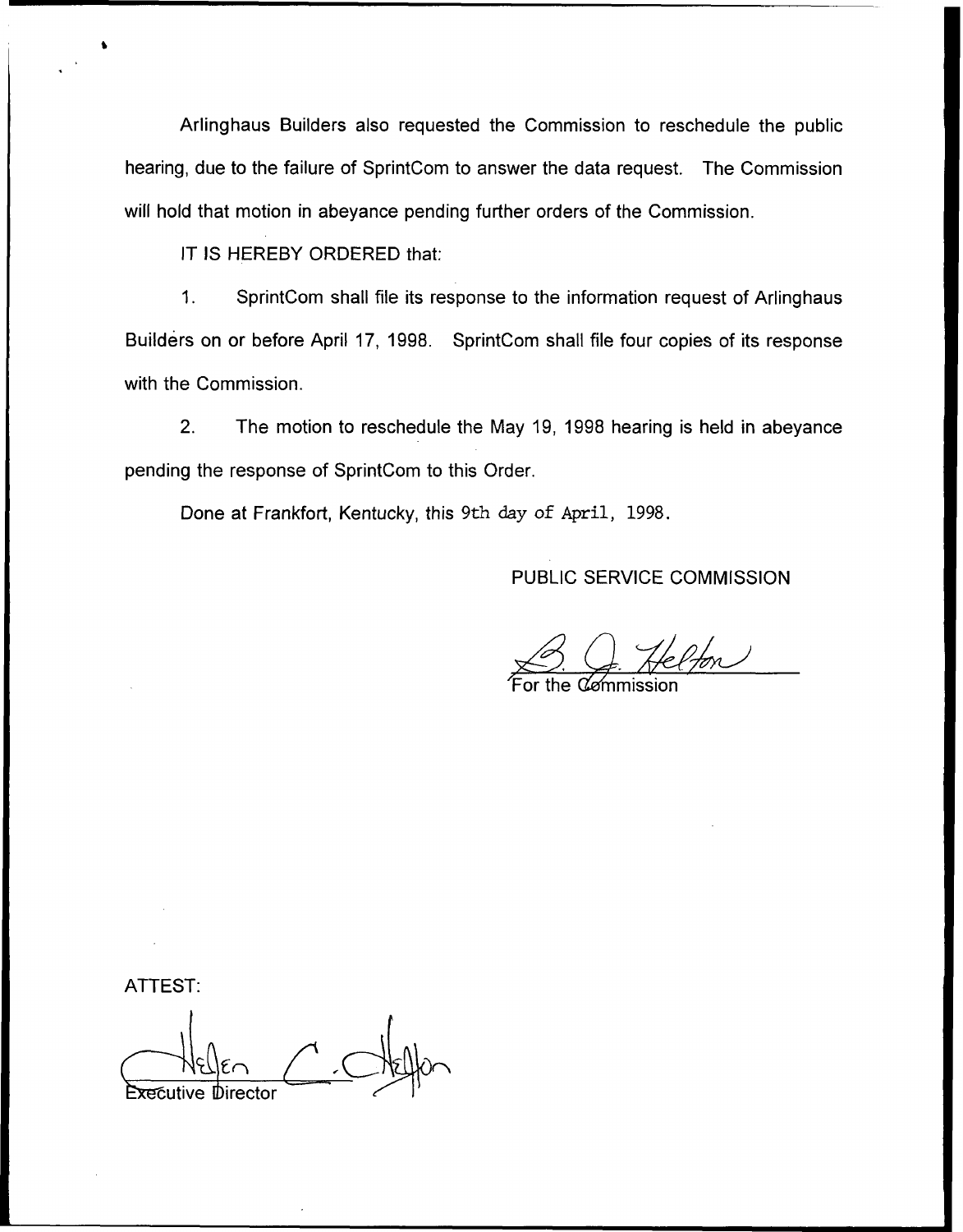Arlinghaus Builders also requested the Commission to reschedule the public hearing, due to the failure of SprintCom to answer the data request. The Commission will hold that motion in abeyance pending further orders of the Commission.

IT IS HEREBY ORDERED that:

1. SprintCom shall file its response to the information request of Arlinghaus Builders on or before April 17, 1998. SprintCom shall file four copies of its response with the Commission.

2. The motion to reschedule the May 19, 1998 hearing is held in abeyance pending the response of SprintCom to this Order.

Done at Frankfort, Kentucky, this 9th day of April, 1998.

PUBLIC SERVICE COMMISSION

For the Commission

ATTEST:

Executive Director